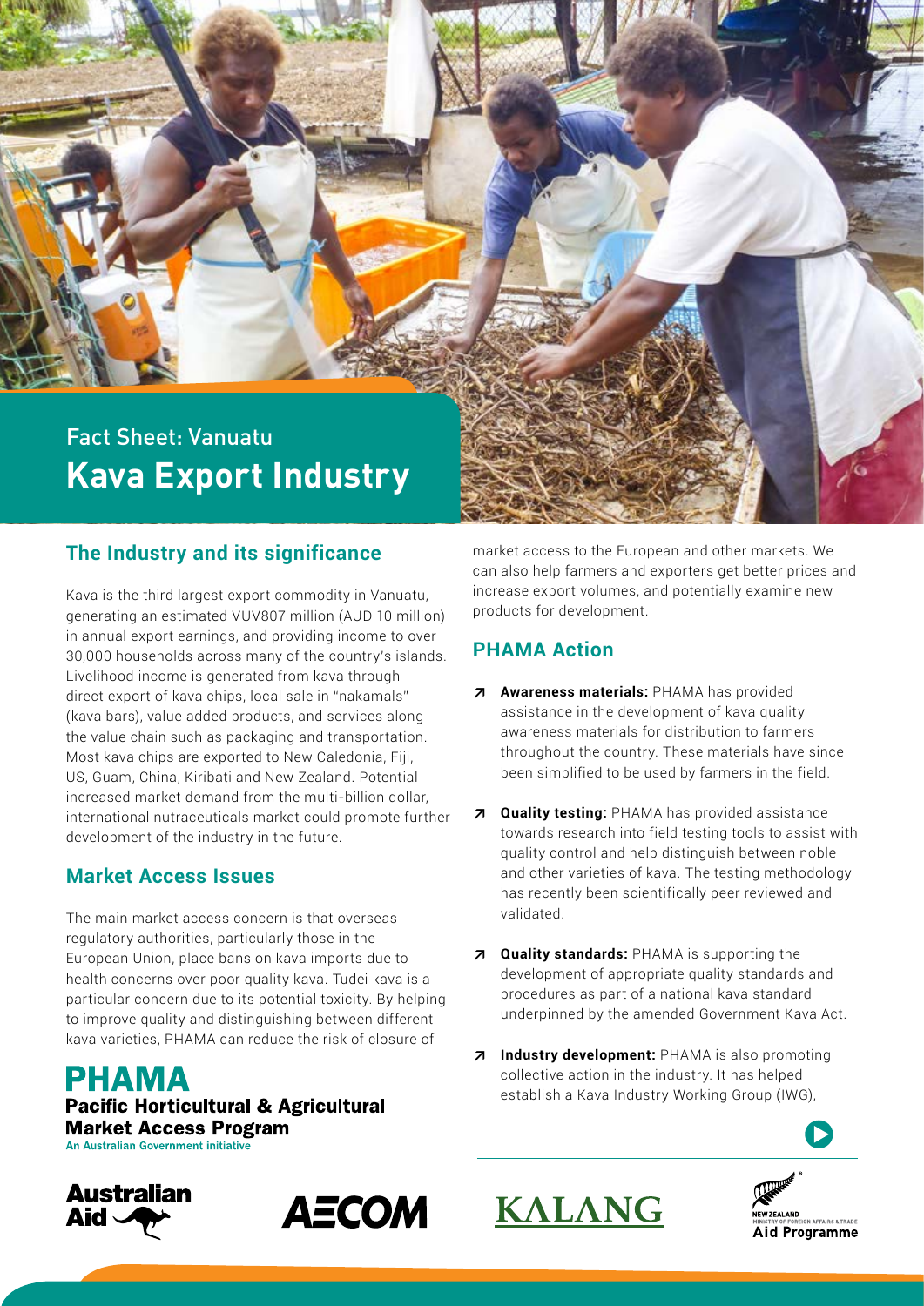# Fact Sheet: Vanuatu
# Kava Export Industry

## The Industry and its significance

Kava is the third largest export commodity in Vanuatu, generating an estimated VUV807 million (AUD 10 million) in annual export earnings, and providing income to over 30,000 households across many of the country's islands. Livelihood income is generated from kava through direct export of kava chips, local sale in "nakamals" (kava bars), value added products, and services along the value chain such as packaging and transportation. Most kava chips are exported to New Caledonia, Fiji, US, Guam, China, Kiribati and New Zealand. Potential increased market demand from the multi-billion dollar, international nutraceuticals market could promote further development of the industry in the future.

## Market Access Issues

The main market access concern is that overseas regulatory authorities, particularly those in the European Union, place bans on kava imports due to health concerns over poor quality kava. Tudei kava is a particular concern due to its potential toxicity. By helping to improve quality and distinguishing between different kava varieties, PHAMA can reduce the risk of closure of market access to the European and other markets. We can also help farmers and exporters get better prices and increase export volumes, and potentially examine new products for development.

## PHAMA Action

- **Awareness materials:** PHAMA has provided assistance in the development of kava quality awareness materials for distribution to farmers throughout the country. These materials have since been simplified to be used by farmers in the field.
- **Quality testing:** PHAMA has provided assistance towards research into field testing tools to assist with quality control and help distinguish between noble and other varieties of kava. The testing methodology has recently been scientifically peer reviewed and validated.
- **Quality standards:** PHAMA is supporting the development of appropriate quality standards and procedures as part of a national kava standard underpinned by the amended Government Kava Act.
- **Industry development:** PHAMA is also promoting collective action in the industry. It has helped establish a Kava Industry Working Group (IWG),

**PHAMA**
**Pacific Horticultural & Agricultural Market Access Program**
An Australian Government initiative

Australian Aid | AECOM | KALANG | New Zealand Ministry of Foreign Affairs & Trade Aid Programme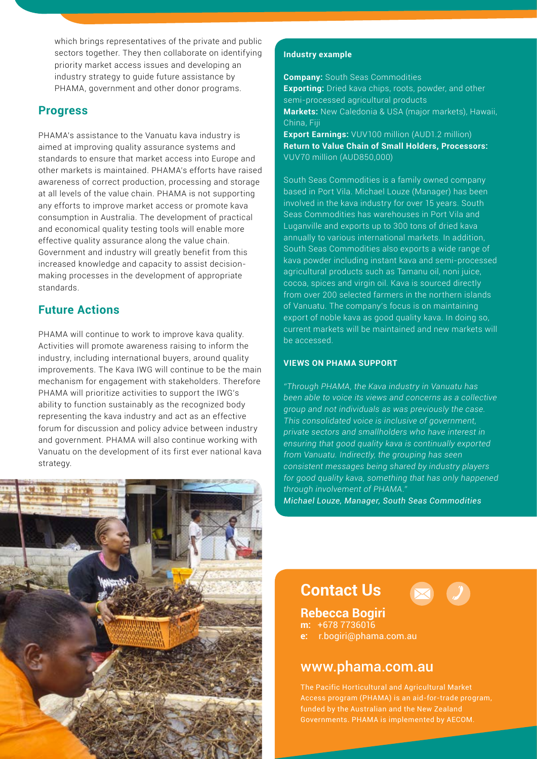which brings representatives of the private and public sectors together. They then collaborate on identifying priority market access issues and developing an industry strategy to guide future assistance by PHAMA, government and other donor programs.

## Progress

PHAMA's assistance to the Vanuatu kava industry is aimed at improving quality assurance systems and standards to ensure that market access into Europe and other markets is maintained. PHAMA's efforts have raised awareness of correct production, processing and storage at all levels of the value chain. PHAMA is not supporting any efforts to improve market access or promote kava consumption in Australia. The development of practical and economical quality testing tools will enable more effective quality assurance along the value chain. Government and industry will greatly benefit from this increased knowledge and capacity to assist decision-making processes in the development of appropriate standards.

## Future Actions

PHAMA will continue to work to improve kava quality. Activities will promote awareness raising to inform the industry, including international buyers, around quality improvements. The Kava IWG will continue to be the main mechanism for engagement with stakeholders. Therefore PHAMA will prioritize activities to support the IWG's ability to function sustainably as the recognized body representing the kava industry and act as an effective forum for discussion and policy advice between industry and government. PHAMA will also continue working with Vanuatu on the development of its first ever national kava strategy.

### Industry example

**Company:** South Seas Commodities
**Exporting:** Dried kava chips, roots, powder, and other semi-processed agricultural products
**Markets:** New Caledonia & USA (major markets), Hawaii, China, Fiji
**Export Earnings:** VUV100 million (AUD1.2 million)
**Return to Value Chain of Small Holders, Processors:** VUV70 million (AUD850,000)

South Seas Commodities is a family owned company based in Port Vila. Michael Louze (Manager) has been involved in the kava industry for over 15 years. South Seas Commodities has warehouses in Port Vila and Luganville and exports up to 300 tons of dried kava annually to various international markets. In addition, South Seas Commodities also exports a wide range of kava powder including instant kava and semi-processed agricultural products such as Tamanu oil, noni juice, cocoa, spices and virgin oil. Kava is sourced directly from over 200 selected farmers in the northern islands of Vanuatu. The company's focus is on maintaining export of noble kava as good quality kava. In doing so, current markets will be maintained and new markets will be accessed.

**VIEWS ON PHAMA SUPPORT**

*"Through PHAMA, the Kava industry in Vanuatu has been able to voice its views and concerns as a collective group and not individuals as was previously the case. This consolidated voice is inclusive of government, private sectors and smallholders who have interest in ensuring that good quality kava is continually exported from Vanuatu. Indirectly, the grouping has seen consistent messages being shared by industry players for good quality kava, something that has only happened through involvement of PHAMA."*
*Michael Louze, Manager, South Seas Commodities*

## Contact Us

**Rebecca Bogiri**
**m:** +678 7736016
**e:** r.bogiri@phama.com.au

## www.phama.com.au

The Pacific Horticultural and Agricultural Market Access program (PHAMA) is an aid-for-trade program, funded by the Australian and the New Zealand Governments. PHAMA is implemented by AECOM.